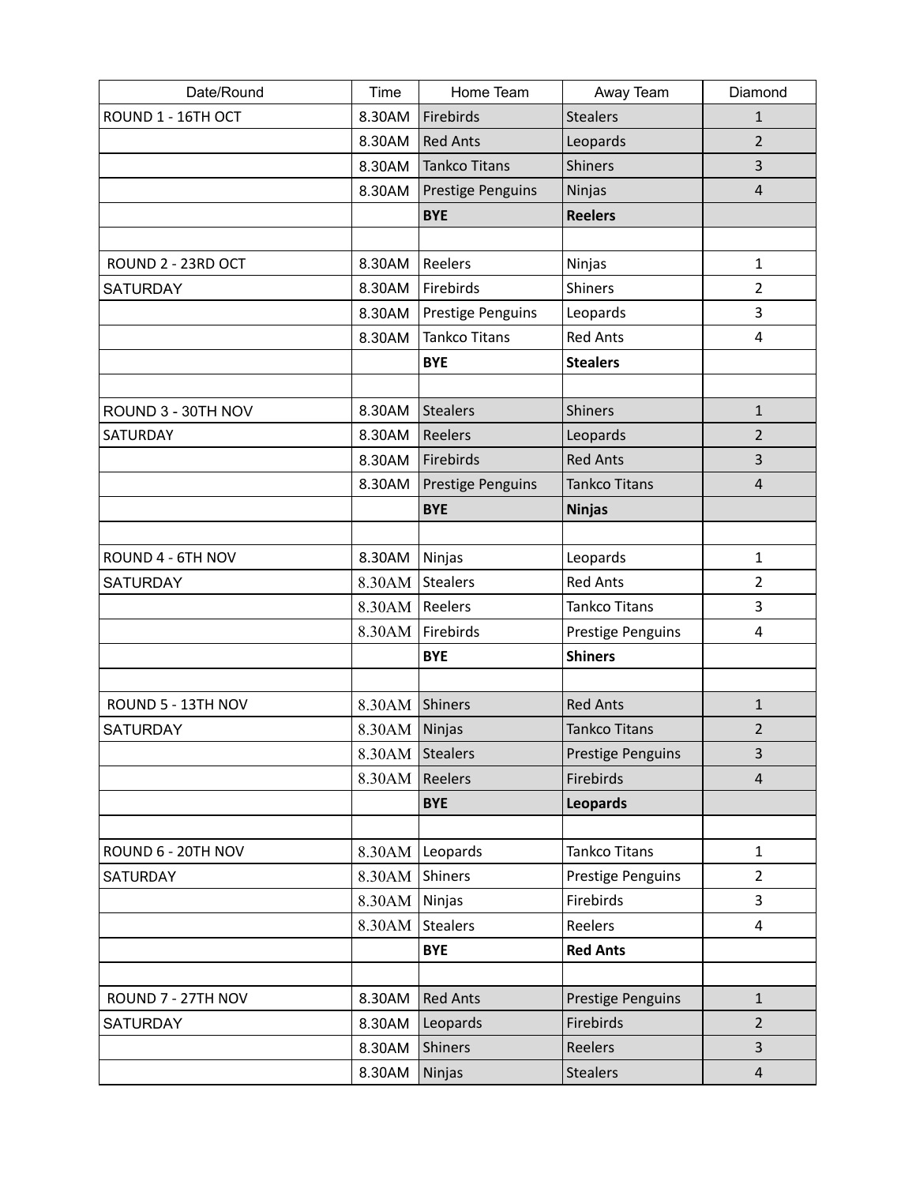| Date/Round | Time | Home Team | Away Team | Diamond |
|---|---|---|---|---|
| ROUND 1 - 16TH OCT | 8.30AM | Firebirds | Stealers | 1 |
| | 8.30AM | Red Ants | Leopards | 2 |
| | 8.30AM | Tankco Titans | Shiners | 3 |
| | 8.30AM | Prestige Penguins | Ninjas | 4 |
| | | **BYE** | **Reelers** | |
| | | | | |
| ROUND 2 - 23RD OCT | 8.30AM | Reelers | Ninjas | 1 |
| SATURDAY | 8.30AM | Firebirds | Shiners | 2 |
| | 8.30AM | Prestige Penguins | Leopards | 3 |
| | 8.30AM | Tankco Titans | Red Ants | 4 |
| | | **BYE** | **Stealers** | |
| | | | | |
| ROUND 3 - 30TH NOV | 8.30AM | Stealers | Shiners | 1 |
| SATURDAY | 8.30AM | Reelers | Leopards | 2 |
| | 8.30AM | Firebirds | Red Ants | 3 |
| | 8.30AM | Prestige Penguins | Tankco Titans | 4 |
| | | **BYE** | **Ninjas** | |
| | | | | |
| ROUND 4 - 6TH NOV | 8.30AM | Ninjas | Leopards | 1 |
| SATURDAY | 8.30AM | Stealers | Red Ants | 2 |
| | 8.30AM | Reelers | Tankco Titans | 3 |
| | 8.30AM | Firebirds | Prestige Penguins | 4 |
| | | **BYE** | **Shiners** | |
| | | | | |
| ROUND 5 - 13TH NOV | 8.30AM | Shiners | Red Ants | 1 |
| SATURDAY | 8.30AM | Ninjas | Tankco Titans | 2 |
| | 8.30AM | Stealers | Prestige Penguins | 3 |
| | 8.30AM | Reelers | Firebirds | 4 |
| | | **BYE** | **Leopards** | |
| | | | | |
| ROUND 6 - 20TH NOV | 8.30AM | Leopards | Tankco Titans | 1 |
| SATURDAY | 8.30AM | Shiners | Prestige Penguins | 2 |
| | 8.30AM | Ninjas | Firebirds | 3 |
| | 8.30AM | Stealers | Reelers | 4 |
| | | **BYE** | **Red Ants** | |
| | | | | |
| ROUND 7 - 27TH NOV | 8.30AM | Red Ants | Prestige Penguins | 1 |
| SATURDAY | 8.30AM | Leopards | Firebirds | 2 |
| | 8.30AM | Shiners | Reelers | 3 |
| | 8.30AM | Ninjas | Stealers | 4 |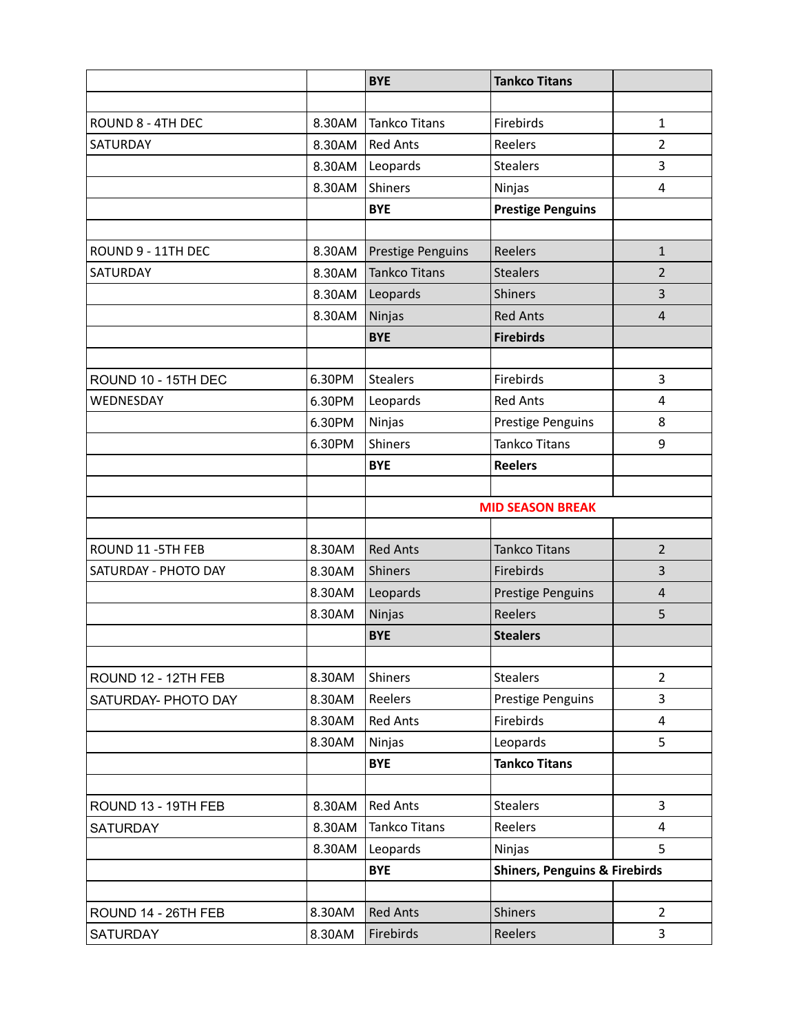| | | | | |
|---|---|---|---|---|
| | | **BYE** | **Tankco Titans** | |
| | | | | |
| ROUND 8 - 4TH DEC | 8.30AM | Tankco Titans | Firebirds | 1 |
| SATURDAY | 8.30AM | Red Ants | Reelers | 2 |
| | 8.30AM | Leopards | Stealers | 3 |
| | 8.30AM | Shiners | Ninjas | 4 |
| | | **BYE** | **Prestige Penguins** | |
| | | | | |
| ROUND 9 - 11TH DEC | 8.30AM | Prestige Penguins | Reelers | 1 |
| SATURDAY | 8.30AM | Tankco Titans | Stealers | 2 |
| | 8.30AM | Leopards | Shiners | 3 |
| | 8.30AM | Ninjas | Red Ants | 4 |
| | | **BYE** | **Firebirds** | |
| | | | | |
| ROUND 10 - 15TH DEC | 6.30PM | Stealers | Firebirds | 3 |
| WEDNESDAY | 6.30PM | Leopards | Red Ants | 4 |
| | 6.30PM | Ninjas | Prestige Penguins | 8 |
| | 6.30PM | Shiners | Tankco Titans | 9 |
| | | **BYE** | **Reelers** | |
| | | | | |
| | | **MID SEASON BREAK** | | |
| | | | | |
| ROUND 11 -5TH FEB | 8.30AM | Red Ants | Tankco Titans | 2 |
| SATURDAY - PHOTO DAY | 8.30AM | Shiners | Firebirds | 3 |
| | 8.30AM | Leopards | Prestige Penguins | 4 |
| | 8.30AM | Ninjas | Reelers | 5 |
| | | **BYE** | **Stealers** | |
| | | | | |
| ROUND 12 - 12TH FEB | 8.30AM | Shiners | Stealers | 2 |
| SATURDAY- PHOTO DAY | 8.30AM | Reelers | Prestige Penguins | 3 |
| | 8.30AM | Red Ants | Firebirds | 4 |
| | 8.30AM | Ninjas | Leopards | 5 |
| | | **BYE** | **Tankco Titans** | |
| | | | | |
| ROUND 13 - 19TH FEB | 8.30AM | Red Ants | Stealers | 3 |
| SATURDAY | 8.30AM | Tankco Titans | Reelers | 4 |
| | 8.30AM | Leopards | Ninjas | 5 |
| | | **BYE** | **Shiners, Penguins & Firebirds** | |
| | | | | |
| ROUND 14 - 26TH FEB | 8.30AM | Red Ants | Shiners | 2 |
| SATURDAY | 8.30AM | Firebirds | Reelers | 3 |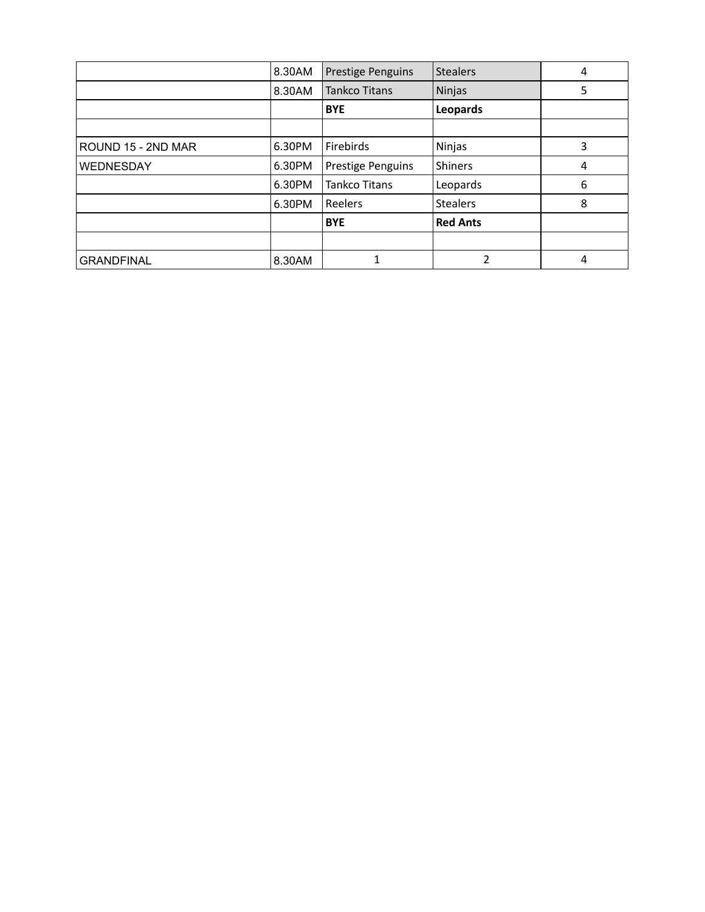| | | | | |
|---|---|---|---|---|
| | 8.30AM | Prestige Penguins | Stealers | 4 |
| | 8.30AM | Tankco Titans | Ninjas | 5 |
| | | **BYE** | **Leopards** | |
| | | | | |
| ROUND 15 - 2ND MAR | 6.30PM | Firebirds | Ninjas | 3 |
| WEDNESDAY | 6.30PM | Prestige Penguins | Shiners | 4 |
| | 6.30PM | Tankco Titans | Leopards | 6 |
| | 6.30PM | Reelers | Stealers | 8 |
| | | **BYE** | **Red Ants** | |
| | | | | |
| GRANDFINAL | 8.30AM | 1 | 2 | 4 |